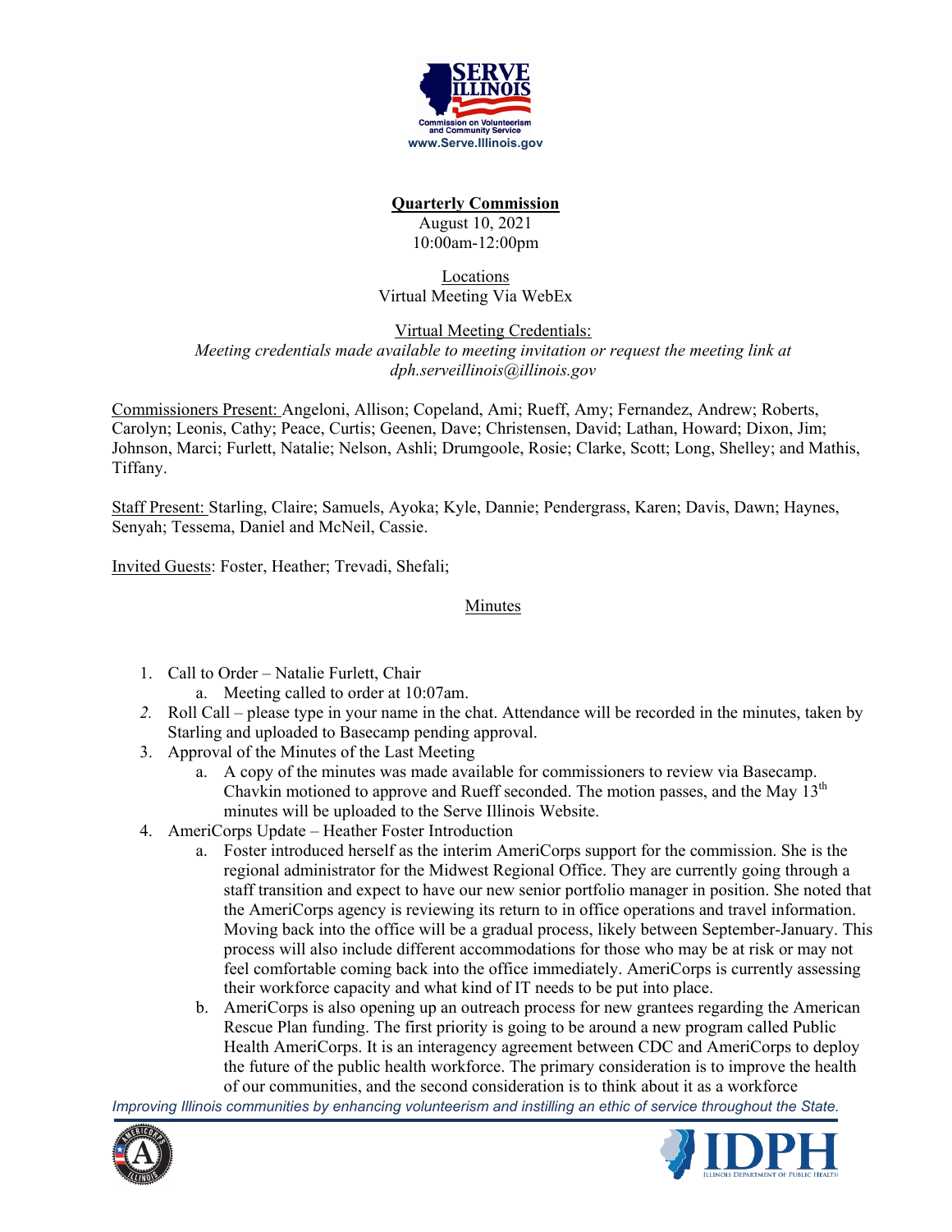**Quarterly Commission**

August 10, 2021

10:00am-12:00pm

Locations

Virtual Meeting Via WebEx

Virtual Meeting Credentials:

*Meeting credentials made available to meeting invitation or request the meeting link at dph.serveillinois@illinois.gov*

Commissioners Present: Angeloni, Allison; Copeland, Ami; Rueff, Amy; Fernandez, Andrew; Roberts, Carolyn; Leonis, Cathy; Peace, Curtis; Geenen, Dave; Christensen, David; Lathan, Howard; Dixon, Jim; Johnson, Marci; Furlett, Natalie; Nelson, Ashli; Drumgoole, Rosie; Clarke, Scott; Long, Shelley; and Mathis, Tiffany.

Staff Present: Starling, Claire; Samuels, Ayoka; Kyle, Dannie; Pendergrass, Karen; Davis, Dawn; Haynes, Senyah; Tessema, Daniel and McNeil, Cassie.

Invited Guests: Foster, Heather; Trevadi, Shefali;

## Minutes

1. Call to Order – Natalie Furlett, Chair
   a. Meeting called to order at 10:07am.
2. Roll Call – please type in your name in the chat. Attendance will be recorded in the minutes, taken by Starling and uploaded to Basecamp pending approval.
3. Approval of the Minutes of the Last Meeting
   a. A copy of the minutes was made available for commissioners to review via Basecamp. Chavkin motioned to approve and Rueff seconded. The motion passes, and the May 13th minutes will be uploaded to the Serve Illinois Website.
4. AmeriCorps Update – Heather Foster Introduction
   a. Foster introduced herself as the interim AmeriCorps support for the commission. She is the regional administrator for the Midwest Regional Office. They are currently going through a staff transition and expect to have our new senior portfolio manager in position. She noted that the AmeriCorps agency is reviewing its return to in office operations and travel information. Moving back into the office will be a gradual process, likely between September-January. This process will also include different accommodations for those who may be at risk or may not feel comfortable coming back into the office immediately. AmeriCorps is currently assessing their workforce capacity and what kind of IT needs to be put into place.
   b. AmeriCorps is also opening up an outreach process for new grantees regarding the American Rescue Plan funding. The first priority is going to be around a new program called Public Health AmeriCorps. It is an interagency agreement between CDC and AmeriCorps to deploy the future of the public health workforce. The primary consideration is to improve the health of our communities, and the second consideration is to think about it as a workforce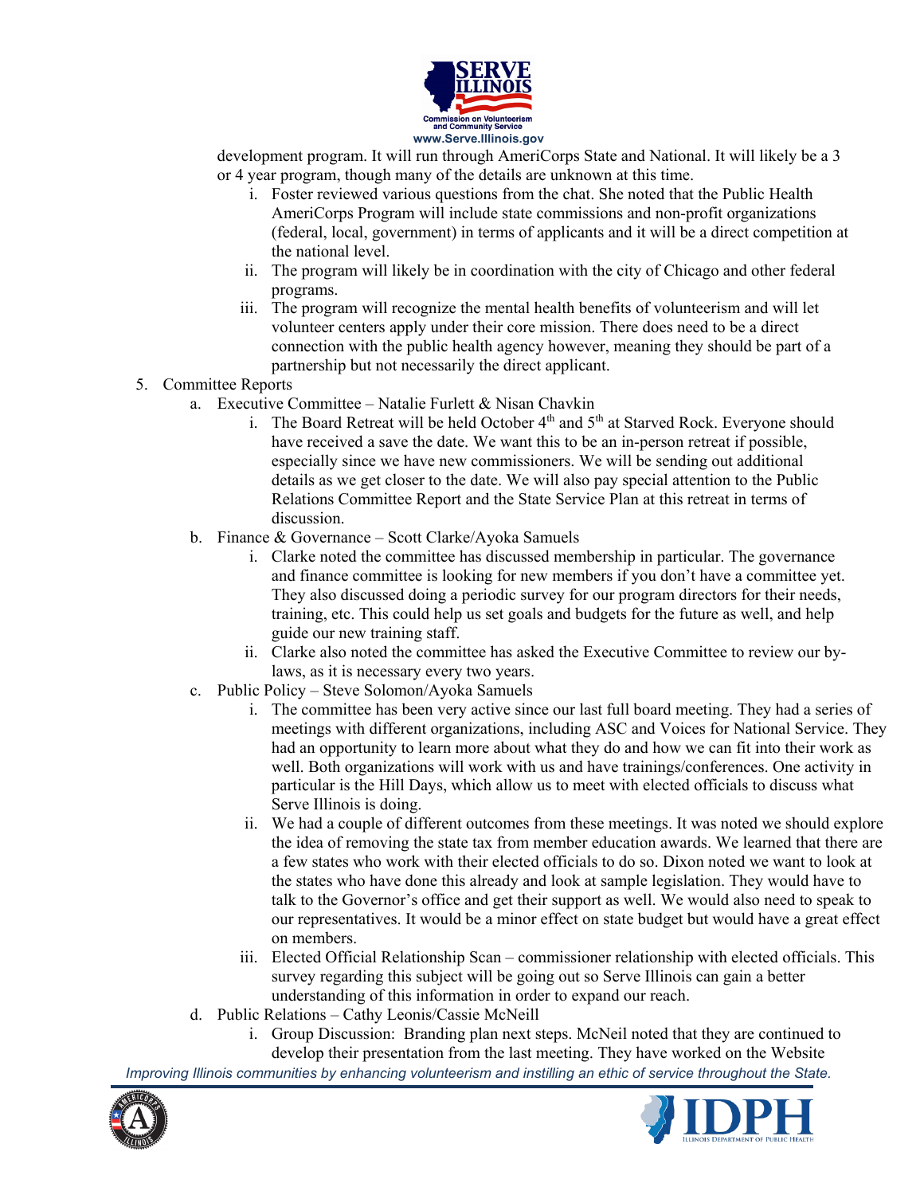development program. It will run through AmeriCorps State and National. It will likely be a 3 or 4 year program, though many of the details are unknown at this time.

   i. Foster reviewed various questions from the chat. She noted that the Public Health AmeriCorps Program will include state commissions and non-profit organizations (federal, local, government) in terms of applicants and it will be a direct competition at the national level.
   ii. The program will likely be in coordination with the city of Chicago and other federal programs.
   iii. The program will recognize the mental health benefits of volunteerism and will let volunteer centers apply under their core mission. There does need to be a direct connection with the public health agency however, meaning they should be part of a partnership but not necessarily the direct applicant.

5. Committee Reports
   a. Executive Committee – Natalie Furlett & Nisan Chavkin
      i. The Board Retreat will be held October 4th and 5th at Starved Rock. Everyone should have received a save the date. We want this to be an in-person retreat if possible, especially since we have new commissioners. We will be sending out additional details as we get closer to the date. We will also pay special attention to the Public Relations Committee Report and the State Service Plan at this retreat in terms of discussion.
   b. Finance & Governance – Scott Clarke/Ayoka Samuels
      i. Clarke noted the committee has discussed membership in particular. The governance and finance committee is looking for new members if you don't have a committee yet. They also discussed doing a periodic survey for our program directors for their needs, training, etc. This could help us set goals and budgets for the future as well, and help guide our new training staff.
      ii. Clarke also noted the committee has asked the Executive Committee to review our by-laws, as it is necessary every two years.
   c. Public Policy – Steve Solomon/Ayoka Samuels
      i. The committee has been very active since our last full board meeting. They had a series of meetings with different organizations, including ASC and Voices for National Service. They had an opportunity to learn more about what they do and how we can fit into their work as well. Both organizations will work with us and have trainings/conferences. One activity in particular is the Hill Days, which allow us to meet with elected officials to discuss what Serve Illinois is doing.
      ii. We had a couple of different outcomes from these meetings. It was noted we should explore the idea of removing the state tax from member education awards. We learned that there are a few states who work with their elected officials to do so. Dixon noted we want to look at the states who have done this already and look at sample legislation. They would have to talk to the Governor's office and get their support as well. We would also need to speak to our representatives. It would be a minor effect on state budget but would have a great effect on members.
      iii. Elected Official Relationship Scan – commissioner relationship with elected officials. This survey regarding this subject will be going out so Serve Illinois can gain a better understanding of this information in order to expand our reach.
   d. Public Relations – Cathy Leonis/Cassie McNeill
      i. Group Discussion: Branding plan next steps. McNeil noted that they are continued to develop their presentation from the last meeting. They have worked on the Website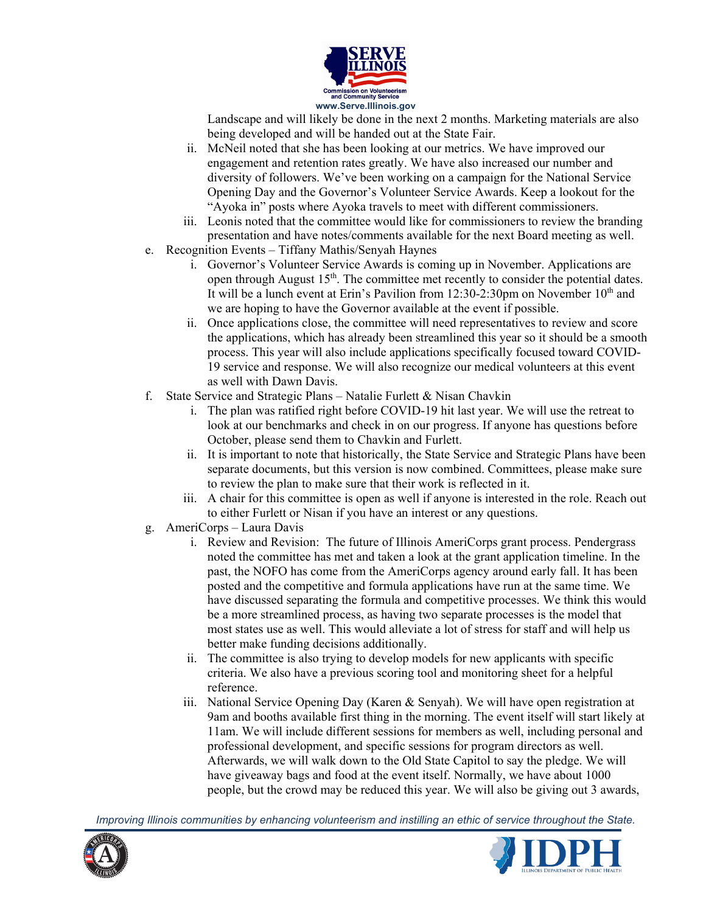Landscape and will likely be done in the next 2 months. Marketing materials are also being developed and will be handed out at the State Fair.

   ii. McNeil noted that she has been looking at our metrics. We have improved our engagement and retention rates greatly. We have also increased our number and diversity of followers. We've been working on a campaign for the National Service Opening Day and the Governor's Volunteer Service Awards. Keep a lookout for the "Ayoka in" posts where Ayoka travels to meet with different commissioners.

   iii. Leonis noted that the committee would like for commissioners to review the branding presentation and have notes/comments available for the next Board meeting as well.

e. Recognition Events – Tiffany Mathis/Senyah Haynes

   i. Governor's Volunteer Service Awards is coming up in November. Applications are open through August 15th. The committee met recently to consider the potential dates. It will be a lunch event at Erin's Pavilion from 12:30-2:30pm on November 10th and we are hoping to have the Governor available at the event if possible.

   ii. Once applications close, the committee will need representatives to review and score the applications, which has already been streamlined this year so it should be a smooth process. This year will also include applications specifically focused toward COVID-19 service and response. We will also recognize our medical volunteers at this event as well with Dawn Davis.

f. State Service and Strategic Plans – Natalie Furlett & Nisan Chavkin

   i. The plan was ratified right before COVID-19 hit last year. We will use the retreat to look at our benchmarks and check in on our progress. If anyone has questions before October, please send them to Chavkin and Furlett.

   ii. It is important to note that historically, the State Service and Strategic Plans have been separate documents, but this version is now combined. Committees, please make sure to review the plan to make sure that their work is reflected in it.

   iii. A chair for this committee is open as well if anyone is interested in the role. Reach out to either Furlett or Nisan if you have an interest or any questions.

g. AmeriCorps – Laura Davis

   i. Review and Revision: The future of Illinois AmeriCorps grant process. Pendergrass noted the committee has met and taken a look at the grant application timeline. In the past, the NOFO has come from the AmeriCorps agency around early fall. It has been posted and the competitive and formula applications have run at the same time. We have discussed separating the formula and competitive processes. We think this would be a more streamlined process, as having two separate processes is the model that most states use as well. This would alleviate a lot of stress for staff and will help us better make funding decisions additionally.

   ii. The committee is also trying to develop models for new applicants with specific criteria. We also have a previous scoring tool and monitoring sheet for a helpful reference.

   iii. National Service Opening Day (Karen & Senyah). We will have open registration at 9am and booths available first thing in the morning. The event itself will start likely at 11am. We will include different sessions for members as well, including personal and professional development, and specific sessions for program directors as well. Afterwards, we will walk down to the Old State Capitol to say the pledge. We will have giveaway bags and food at the event itself. Normally, we have about 1000 people, but the crowd may be reduced this year. We will also be giving out 3 awards,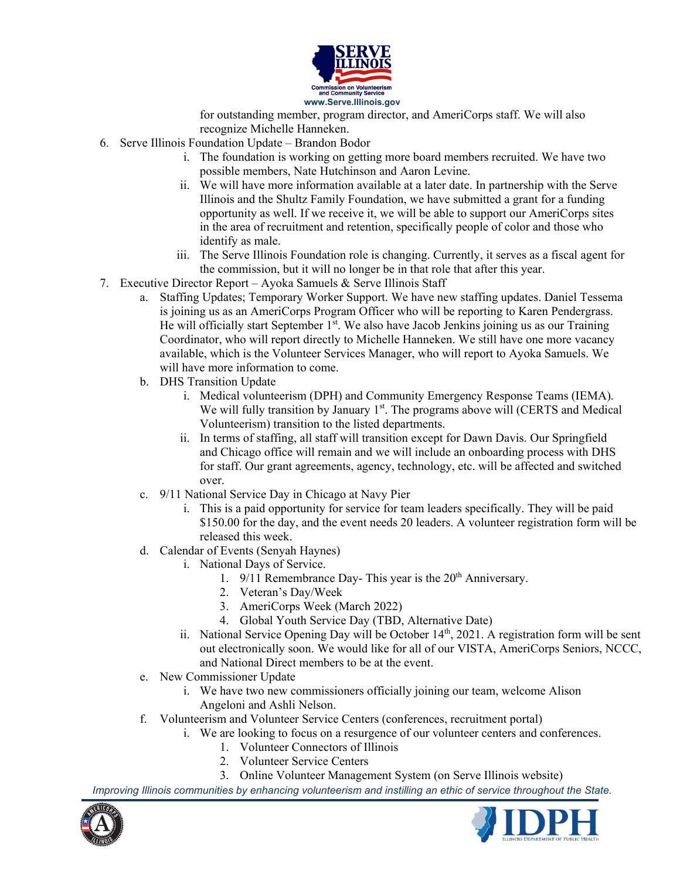for outstanding member, program director, and AmeriCorps staff. We will also recognize Michelle Hanneken.

6. Serve Illinois Foundation Update – Brandon Bodor
   i. The foundation is working on getting more board members recruited. We have two possible members, Nate Hutchinson and Aaron Levine.
   ii. We will have more information available at a later date. In partnership with the Serve Illinois and the Shultz Family Foundation, we have submitted a grant for a funding opportunity as well. If we receive it, we will be able to support our AmeriCorps sites in the area of recruitment and retention, specifically people of color and those who identify as male.
   iii. The Serve Illinois Foundation role is changing. Currently, it serves as a fiscal agent for the commission, but it will no longer be in that role that after this year.
7. Executive Director Report – Ayoka Samuels & Serve Illinois Staff
   a. Staffing Updates; Temporary Worker Support. We have new staffing updates. Daniel Tessema is joining us as an AmeriCorps Program Officer who will be reporting to Karen Pendergrass. He will officially start September 1st. We also have Jacob Jenkins joining us as our Training Coordinator, who will report directly to Michelle Hanneken. We still have one more vacancy available, which is the Volunteer Services Manager, who will report to Ayoka Samuels. We will have more information to come.
   b. DHS Transition Update
      i. Medical volunteerism (DPH) and Community Emergency Response Teams (IEMA). We will fully transition by January 1st. The programs above will (CERTS and Medical Volunteerism) transition to the listed departments.
      ii. In terms of staffing, all staff will transition except for Dawn Davis. Our Springfield and Chicago office will remain and we will include an onboarding process with DHS for staff. Our grant agreements, agency, technology, etc. will be affected and switched over.
   c. 9/11 National Service Day in Chicago at Navy Pier
      i. This is a paid opportunity for service for team leaders specifically. They will be paid $150.00 for the day, and the event needs 20 leaders. A volunteer registration form will be released this week.
   d. Calendar of Events (Senyah Haynes)
      i. National Days of Service.
         1. 9/11 Remembrance Day- This year is the 20th Anniversary.
         2. Veteran's Day/Week
         3. AmeriCorps Week (March 2022)
         4. Global Youth Service Day (TBD, Alternative Date)
      ii. National Service Opening Day will be October 14th, 2021. A registration form will be sent out electronically soon. We would like for all of our VISTA, AmeriCorps Seniors, NCCC, and National Direct members to be at the event.
   e. New Commissioner Update
      i. We have two new commissioners officially joining our team, welcome Alison Angeloni and Ashli Nelson.
   f. Volunteerism and Volunteer Service Centers (conferences, recruitment portal)
      i. We are looking to focus on a resurgence of our volunteer centers and conferences.
         1. Volunteer Connectors of Illinois
         2. Volunteer Service Centers
         3. Online Volunteer Management System (on Serve Illinois website)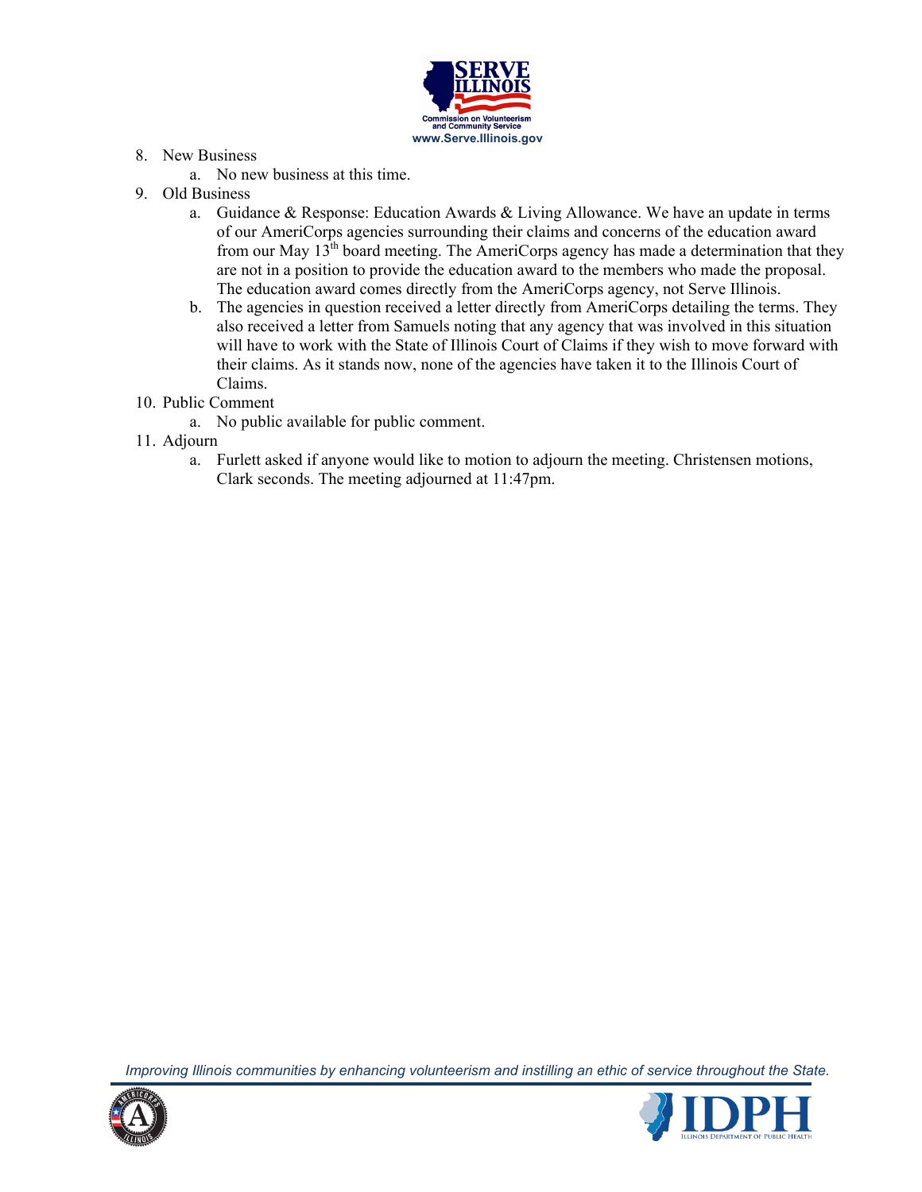8. New Business
    a. No new business at this time.
9. Old Business
    a. Guidance & Response: Education Awards & Living Allowance. We have an update in terms of our AmeriCorps agencies surrounding their claims and concerns of the education award from our May 13th board meeting. The AmeriCorps agency has made a determination that they are not in a position to provide the education award to the members who made the proposal. The education award comes directly from the AmeriCorps agency, not Serve Illinois.
    b. The agencies in question received a letter directly from AmeriCorps detailing the terms. They also received a letter from Samuels noting that any agency that was involved in this situation will have to work with the State of Illinois Court of Claims if they wish to move forward with their claims. As it stands now, none of the agencies have taken it to the Illinois Court of Claims.
10. Public Comment
    a. No public available for public comment.
11. Adjourn
    a. Furlett asked if anyone would like to motion to adjourn the meeting. Christensen motions, Clark seconds. The meeting adjourned at 11:47pm.